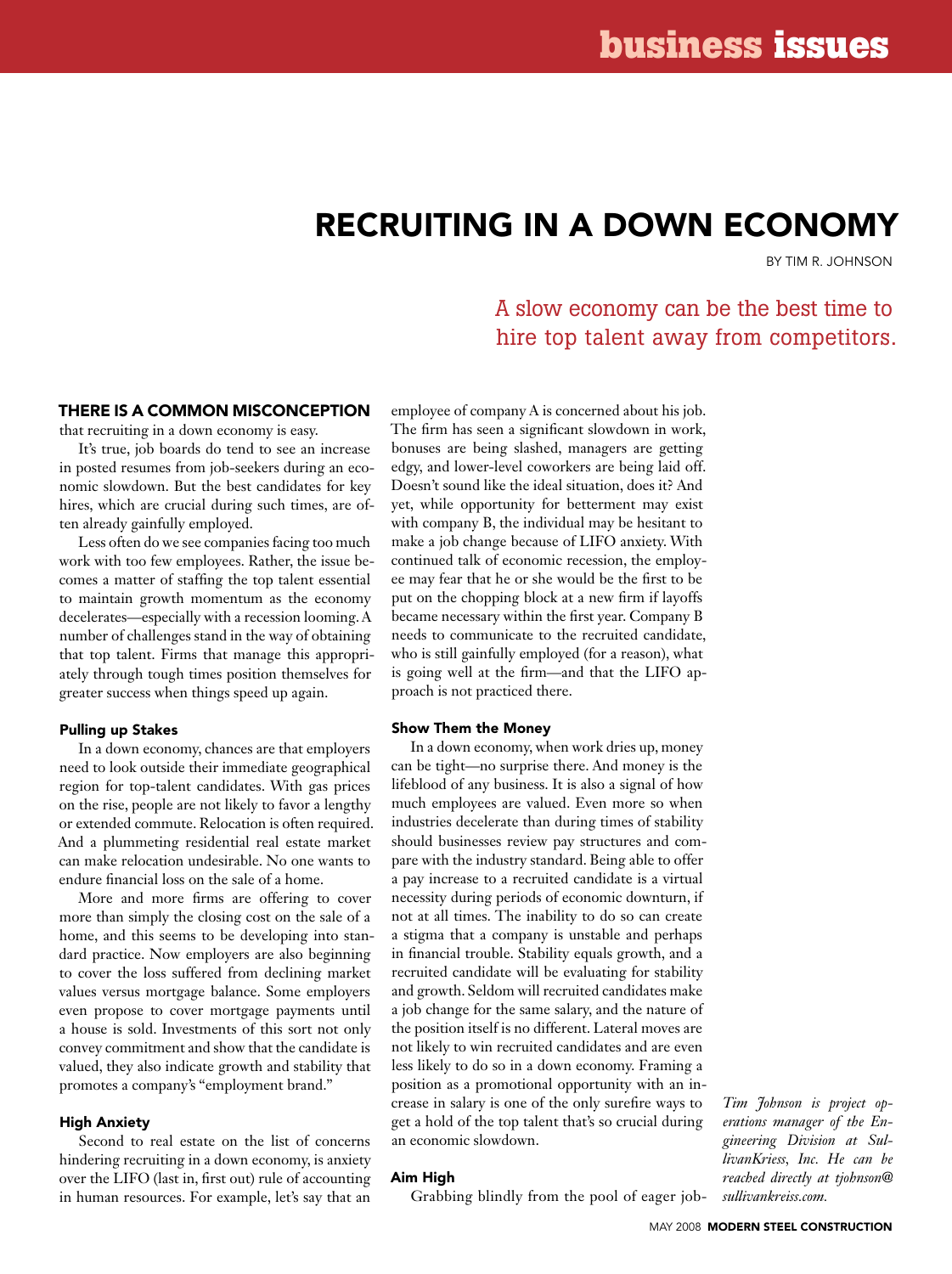# RECRUITING IN A DOWN ECONOMY

BY TIM R. JOHNSON

A slow economy can be the best time to hire top talent away from competitors.

**THERE IS A COMMON MISCONCEPTION** that recruiting in a down economy is easy.

It's true, job boards do tend to see an increase in posted resumes from job-seekers during an economic slowdown. But the best candidates for key hires, which are crucial during such times, are often already gainfully employed.

Less often do we see companies facing too much work with too few employees. Rather, the issue becomes a matter of staffing the top talent essential to maintain growth momentum as the economy decelerates—especially with a recession looming. A number of challenges stand in the way of obtaining that top talent. Firms that manage this appropriately through tough times position themselves for greater success when things speed up again.

### Pulling up Stakes

In a down economy, chances are that employers need to look outside their immediate geographical region for top-talent candidates. With gas prices on the rise, people are not likely to favor a lengthy or extended commute. Relocation is often required. And a plummeting residential real estate market can make relocation undesirable. No one wants to endure financial loss on the sale of a home.

More and more firms are offering to cover more than simply the closing cost on the sale of a home, and this seems to be developing into standard practice. Now employers are also beginning to cover the loss suffered from declining market values versus mortgage balance. Some employers even propose to cover mortgage payments until a house is sold. Investments of this sort not only convey commitment and show that the candidate is valued, they also indicate growth and stability that promotes a company's "employment brand."

### High Anxiety

Second to real estate on the list of concerns hindering recruiting in a down economy, is anxiety over the LIFO (last in, first out) rule of accounting in human resources. For example, let's say that an employee of company A is concerned about his job. The firm has seen a significant slowdown in work, bonuses are being slashed, managers are getting edgy, and lower-level coworkers are being laid off. Doesn't sound like the ideal situation, does it? And yet, while opportunity for betterment may exist with company B, the individual may be hesitant to make a job change because of LIFO anxiety. With continued talk of economic recession, the employee may fear that he or she would be the first to be put on the chopping block at a new firm if layoffs became necessary within the first year. Company B needs to communicate to the recruited candidate, who is still gainfully employed (for a reason), what is going well at the firm—and that the LIFO approach is not practiced there.

### Show Them the Money

In a down economy, when work dries up, money can be tight—no surprise there. And money is the lifeblood of any business. It is also a signal of how much employees are valued. Even more so when industries decelerate than during times of stability should businesses review pay structures and compare with the industry standard. Being able to offer a pay increase to a recruited candidate is a virtual necessity during periods of economic downturn, if not at all times. The inability to do so can create a stigma that a company is unstable and perhaps in financial trouble. Stability equals growth, and a recruited candidate will be evaluating for stability and growth. Seldom will recruited candidates make a job change for the same salary, and the nature of the position itself is no different. Lateral moves are not likely to win recruited candidates and are even less likely to do so in a down economy. Framing a position as a promotional opportunity with an increase in salary is one of the only surefire ways to get a hold of the top talent that's so crucial during an economic slowdown.

### Aim High

Grabbing blindly from the pool of eager job-

*Tim Johnson is project operations manager of the Engineering Division at SullivanKriess, Inc. He can be reached directly at tjohnson@sullivankreiss.com.*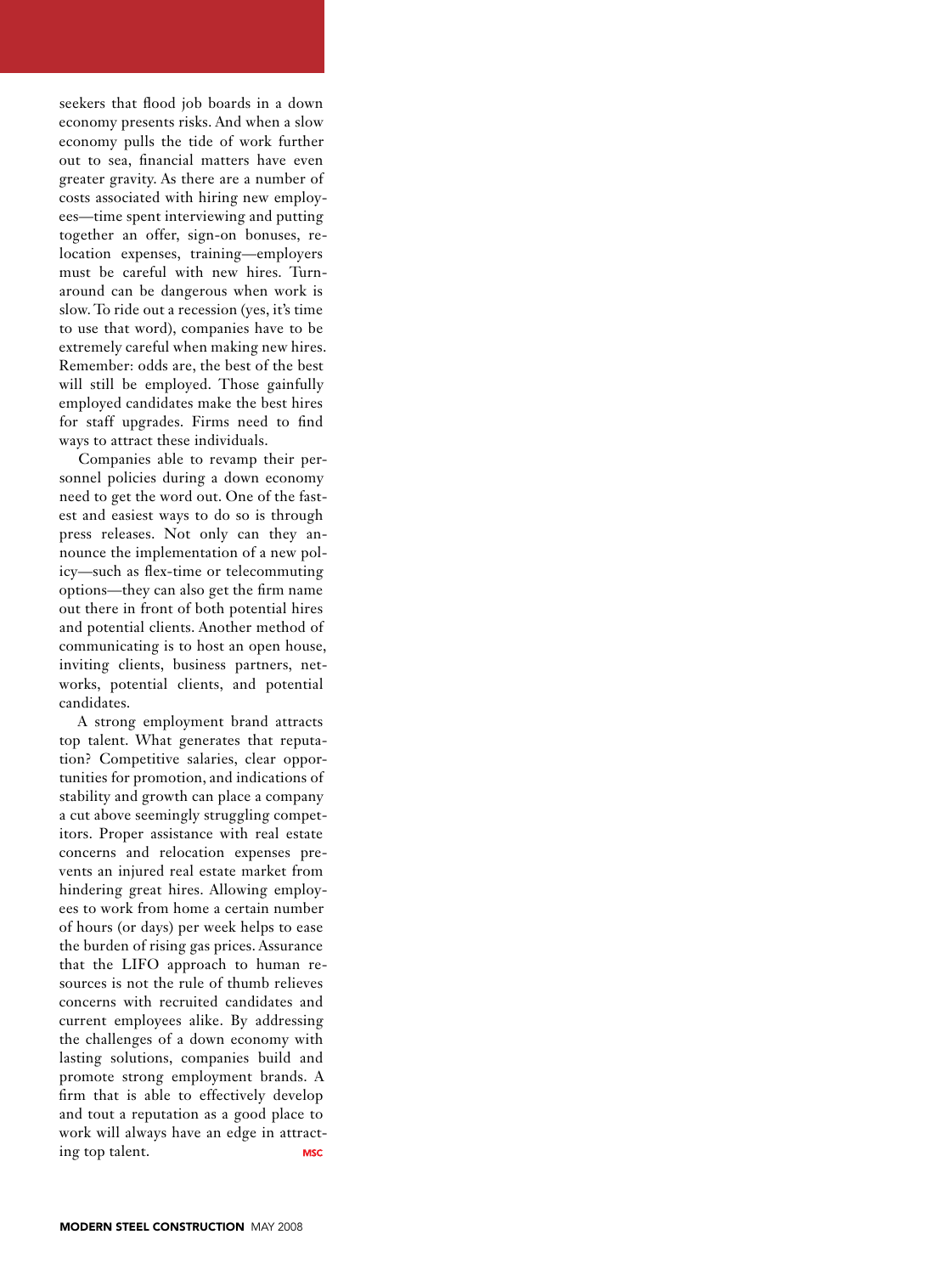seekers that flood job boards in a down economy presents risks. And when a slow economy pulls the tide of work further out to sea, financial matters have even greater gravity. As there are a number of costs associated with hiring new employees—time spent interviewing and putting together an offer, sign-on bonuses, relocation expenses, training—employers must be careful with new hires. Turnaround can be dangerous when work is slow. To ride out a recession (yes, it's time to use that word), companies have to be extremely careful when making new hires. Remember: odds are, the best of the best will still be employed. Those gainfully employed candidates make the best hires for staff upgrades. Firms need to find ways to attract these individuals.

Companies able to revamp their personnel policies during a down economy need to get the word out. One of the fastest and easiest ways to do so is through press releases. Not only can they announce the implementation of a new policy—such as flex-time or telecommuting options—they can also get the firm name out there in front of both potential hires and potential clients. Another method of communicating is to host an open house, inviting clients, business partners, networks, potential clients, and potential candidates.

A strong employment brand attracts top talent. What generates that reputation? Competitive salaries, clear opportunities for promotion, and indications of stability and growth can place a company a cut above seemingly struggling competitors. Proper assistance with real estate concerns and relocation expenses prevents an injured real estate market from hindering great hires. Allowing employees to work from home a certain number of hours (or days) per week helps to ease the burden of rising gas prices. Assurance that the LIFO approach to human resources is not the rule of thumb relieves concerns with recruited candidates and current employees alike. By addressing the challenges of a down economy with lasting solutions, companies build and promote strong employment brands. A firm that is able to effectively develop and tout a reputation as a good place to work will always have an edge in attracting top talent. **MSC**